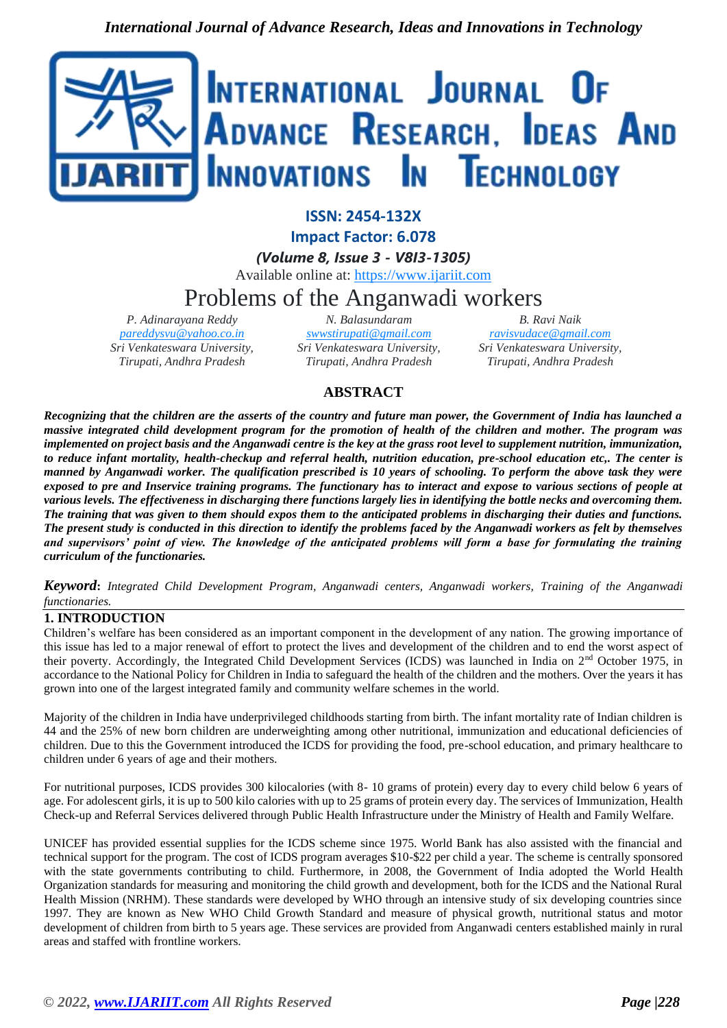ISSN: 2454-132X

Impact Factor: 6.078

*(Volume 8, Issue 3 - V8I3-1305)*

Available online at: https://www.ijariit.com

# Problems of the Anganwadi workers

*P. Adinarayana Reddy*
*pareddysvu@yahoo.co.in*
*Sri Venkateswara University, Tirupati, Andhra Pradesh*

*N. Balasundaram*
*swwstirupati@gmail.com*
*Sri Venkateswara University, Tirupati, Andhra Pradesh*

*B. Ravi Naik*
*ravisvudace@gmail.com*
*Sri Venkateswara University, Tirupati, Andhra Pradesh*

## ABSTRACT

***Recognizing that the children are the asserts of the country and future man power, the Government of India has launched a massive integrated child development program for the promotion of health of the children and mother. The program was implemented on project basis and the Anganwadi centre is the key at the grass root level to supplement nutrition, immunization, to reduce infant mortality, health-checkup and referral health, nutrition education, pre-school education etc,. The center is manned by Anganwadi worker. The qualification prescribed is 10 years of schooling. To perform the above task they were exposed to pre and Inservice training programs. The functionary has to interact and expose to various sections of people at various levels. The effectiveness in discharging there functions largely lies in identifying the bottle necks and overcoming them. The training that was given to them should expos them to the anticipated problems in discharging their duties and functions. The present study is conducted in this direction to identify the problems faced by the Anganwadi workers as felt by themselves and supervisors' point of view. The knowledge of the anticipated problems will form a base for formulating the training curriculum of the functionaries.***

***Keyword****: Integrated Child Development Program, Anganwadi centers, Anganwadi workers, Training of the Anganwadi functionaries.*

## 1. INTRODUCTION

Children's welfare has been considered as an important component in the development of any nation. The growing importance of this issue has led to a major renewal of effort to protect the lives and development of the children and to end the worst aspect of their poverty. Accordingly, the Integrated Child Development Services (ICDS) was launched in India on 2nd October 1975, in accordance to the National Policy for Children in India to safeguard the health of the children and the mothers. Over the years it has grown into one of the largest integrated family and community welfare schemes in the world.

Majority of the children in India have underprivileged childhoods starting from birth. The infant mortality rate of Indian children is 44 and the 25% of new born children are underweighting among other nutritional, immunization and educational deficiencies of children. Due to this the Government introduced the ICDS for providing the food, pre-school education, and primary healthcare to children under 6 years of age and their mothers.

For nutritional purposes, ICDS provides 300 kilocalories (with 8- 10 grams of protein) every day to every child below 6 years of age. For adolescent girls, it is up to 500 kilo calories with up to 25 grams of protein every day. The services of Immunization, Health Check-up and Referral Services delivered through Public Health Infrastructure under the Ministry of Health and Family Welfare.

UNICEF has provided essential supplies for the ICDS scheme since 1975. World Bank has also assisted with the financial and technical support for the program. The cost of ICDS program averages $10-$22 per child a year. The scheme is centrally sponsored with the state governments contributing to child. Furthermore, in 2008, the Government of India adopted the World Health Organization standards for measuring and monitoring the child growth and development, both for the ICDS and the National Rural Health Mission (NRHM). These standards were developed by WHO through an intensive study of six developing countries since 1997. They are known as New WHO Child Growth Standard and measure of physical growth, nutritional status and motor development of children from birth to 5 years age. These services are provided from Anganwadi centers established mainly in rural areas and staffed with frontline workers.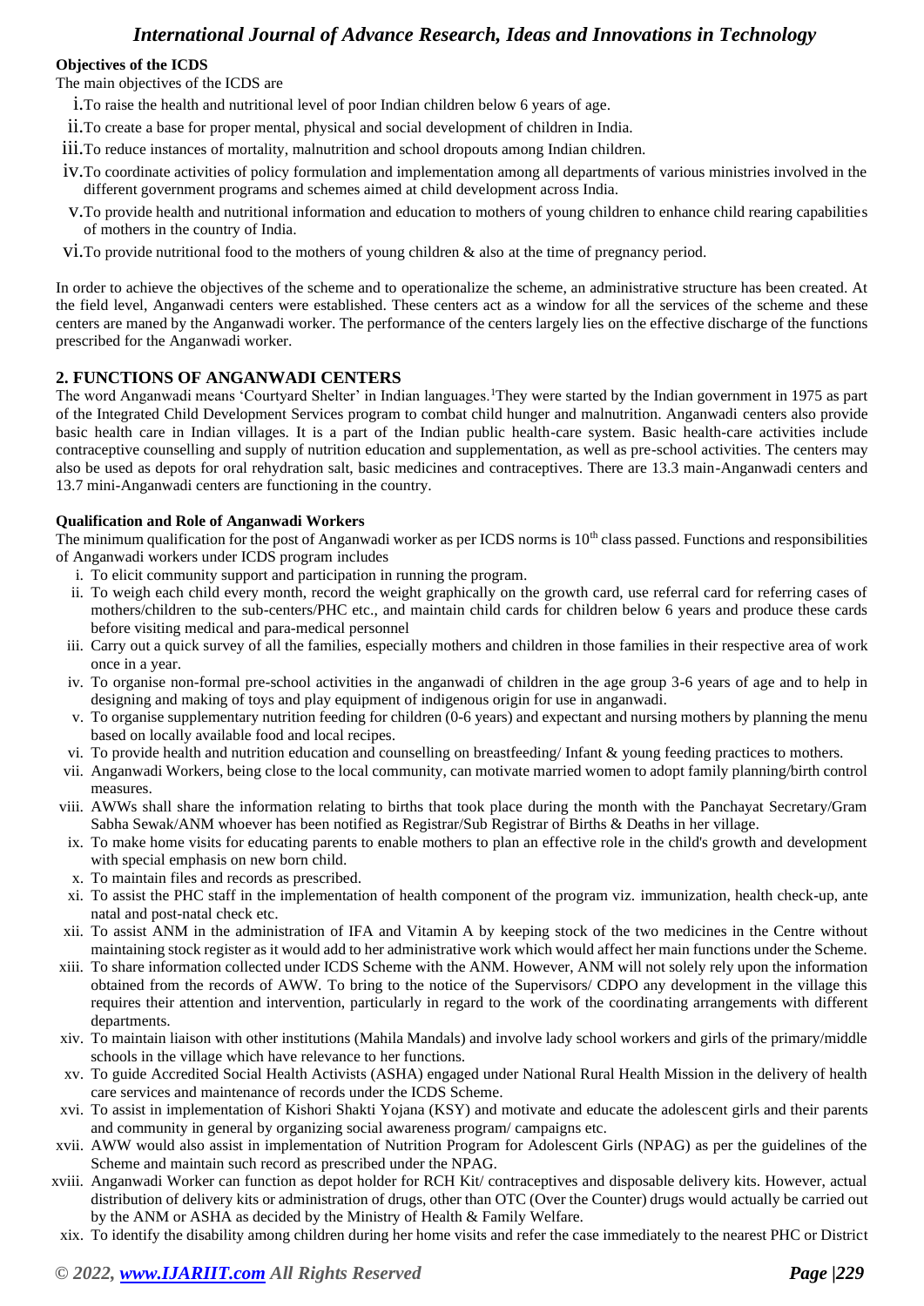**Objectives of the ICDS**

The main objectives of the ICDS are

i. To raise the health and nutritional level of poor Indian children below 6 years of age.
ii. To create a base for proper mental, physical and social development of children in India.
iii. To reduce instances of mortality, malnutrition and school dropouts among Indian children.
iv. To coordinate activities of policy formulation and implementation among all departments of various ministries involved in the different government programs and schemes aimed at child development across India.
v. To provide health and nutritional information and education to mothers of young children to enhance child rearing capabilities of mothers in the country of India.
vi. To provide nutritional food to the mothers of young children & also at the time of pregnancy period.

In order to achieve the objectives of the scheme and to operationalize the scheme, an administrative structure has been created. At the field level, Anganwadi centers were established. These centers act as a window for all the services of the scheme and these centers are maned by the Anganwadi worker. The performance of the centers largely lies on the effective discharge of the functions prescribed for the Anganwadi worker.

## 2. FUNCTIONS OF ANGANWADI CENTERS

The word Anganwadi means 'Courtyard Shelter' in Indian languages.[1]They were started by the Indian government in 1975 as part of the Integrated Child Development Services program to combat child hunger and malnutrition. Anganwadi centers also provide basic health care in Indian villages. It is a part of the Indian public health-care system. Basic health-care activities include contraceptive counselling and supply of nutrition education and supplementation, as well as pre-school activities. The centers may also be used as depots for oral rehydration salt, basic medicines and contraceptives. There are 13.3 main-Anganwadi centers and 13.7 mini-Anganwadi centers are functioning in the country.

**Qualification and Role of Anganwadi Workers**

The minimum qualification for the post of Anganwadi worker as per ICDS norms is 10th class passed. Functions and responsibilities of Anganwadi workers under ICDS program includes

i. To elicit community support and participation in running the program.
ii. To weigh each child every month, record the weight graphically on the growth card, use referral card for referring cases of mothers/children to the sub-centers/PHC etc., and maintain child cards for children below 6 years and produce these cards before visiting medical and para-medical personnel
iii. Carry out a quick survey of all the families, especially mothers and children in those families in their respective area of work once in a year.
iv. To organise non-formal pre-school activities in the anganwadi of children in the age group 3-6 years of age and to help in designing and making of toys and play equipment of indigenous origin for use in anganwadi.
v. To organise supplementary nutrition feeding for children (0-6 years) and expectant and nursing mothers by planning the menu based on locally available food and local recipes.
vi. To provide health and nutrition education and counselling on breastfeeding/ Infant & young feeding practices to mothers.
vii. Anganwadi Workers, being close to the local community, can motivate married women to adopt family planning/birth control measures.
viii. AWWs shall share the information relating to births that took place during the month with the Panchayat Secretary/Gram Sabha Sewak/ANM whoever has been notified as Registrar/Sub Registrar of Births & Deaths in her village.
ix. To make home visits for educating parents to enable mothers to plan an effective role in the child's growth and development with special emphasis on new born child.
x. To maintain files and records as prescribed.
xi. To assist the PHC staff in the implementation of health component of the program viz. immunization, health check-up, ante natal and post-natal check etc.
xii. To assist ANM in the administration of IFA and Vitamin A by keeping stock of the two medicines in the Centre without maintaining stock register as it would add to her administrative work which would affect her main functions under the Scheme.
xiii. To share information collected under ICDS Scheme with the ANM. However, ANM will not solely rely upon the information obtained from the records of AWW. To bring to the notice of the Supervisors/ CDPO any development in the village this requires their attention and intervention, particularly in regard to the work of the coordinating arrangements with different departments.
xiv. To maintain liaison with other institutions (Mahila Mandals) and involve lady school workers and girls of the primary/middle schools in the village which have relevance to her functions.
xv. To guide Accredited Social Health Activists (ASHA) engaged under National Rural Health Mission in the delivery of health care services and maintenance of records under the ICDS Scheme.
xvi. To assist in implementation of Kishori Shakti Yojana (KSY) and motivate and educate the adolescent girls and their parents and community in general by organizing social awareness program/ campaigns etc.
xvii. AWW would also assist in implementation of Nutrition Program for Adolescent Girls (NPAG) as per the guidelines of the Scheme and maintain such record as prescribed under the NPAG.
xviii. Anganwadi Worker can function as depot holder for RCH Kit/ contraceptives and disposable delivery kits. However, actual distribution of delivery kits or administration of drugs, other than OTC (Over the Counter) drugs would actually be carried out by the ANM or ASHA as decided by the Ministry of Health & Family Welfare.
xix. To identify the disability among children during her home visits and refer the case immediately to the nearest PHC or District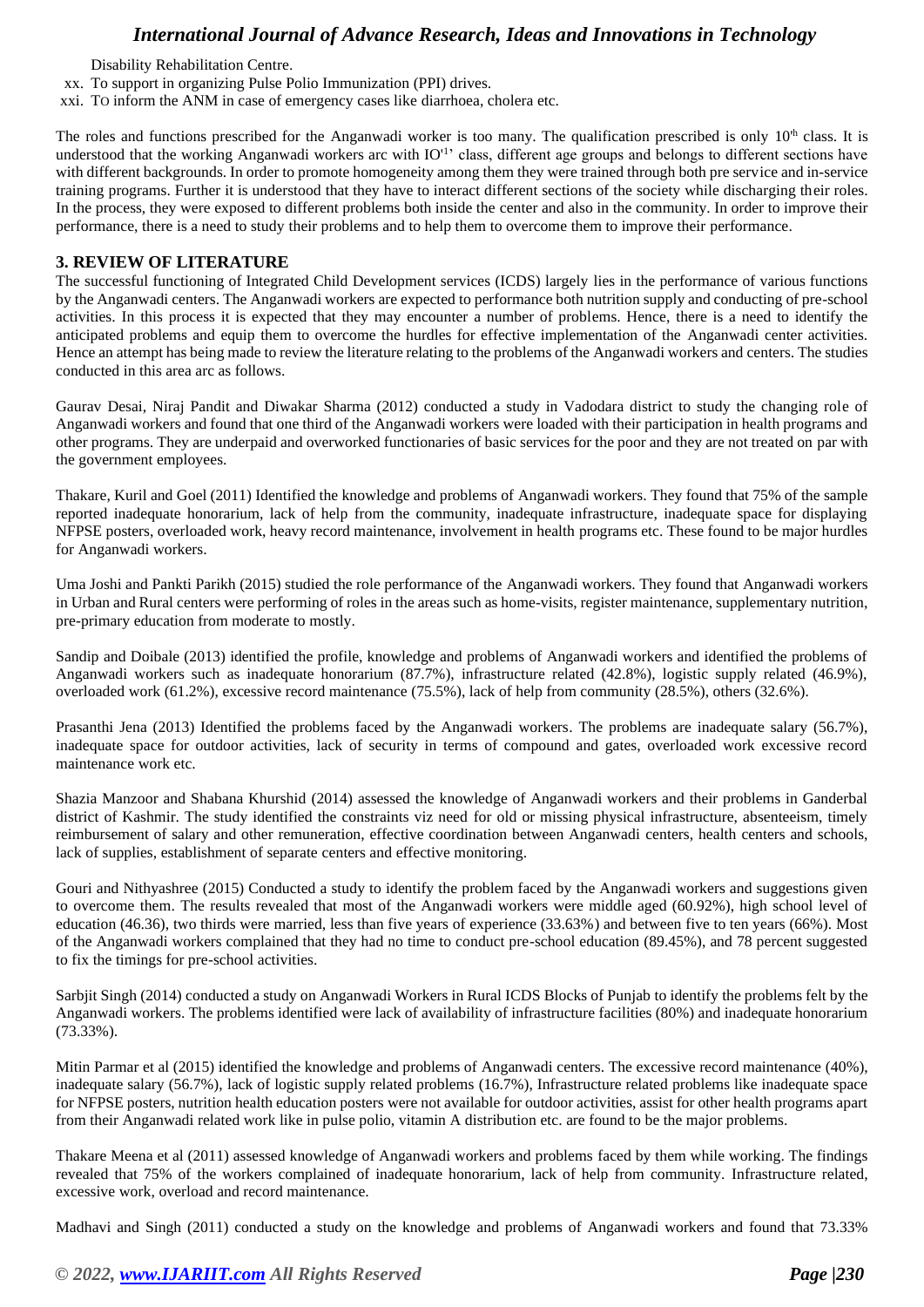Disability Rehabilitation Centre.

xx. To support in organizing Pulse Polio Immunization (PPI) drives.

xxi. TO inform the ANM in case of emergency cases like diarrhoea, cholera etc.

The roles and functions prescribed for the Anganwadi worker is too many. The qualification prescribed is only 10th class. It is understood that the working Anganwadi workers arc with IO'1' class, different age groups and belongs to different sections have with different backgrounds. In order to promote homogeneity among them they were trained through both pre service and in-service training programs. Further it is understood that they have to interact different sections of the society while discharging their roles. In the process, they were exposed to different problems both inside the center and also in the community. In order to improve their performance, there is a need to study their problems and to help them to overcome them to improve their performance.

## 3. REVIEW OF LITERATURE

The successful functioning of Integrated Child Development services (ICDS) largely lies in the performance of various functions by the Anganwadi centers. The Anganwadi workers are expected to performance both nutrition supply and conducting of pre-school activities. In this process it is expected that they may encounter a number of problems. Hence, there is a need to identify the anticipated problems and equip them to overcome the hurdles for effective implementation of the Anganwadi center activities. Hence an attempt has being made to review the literature relating to the problems of the Anganwadi workers and centers. The studies conducted in this area arc as follows.

Gaurav Desai, Niraj Pandit and Diwakar Sharma (2012) conducted a study in Vadodara district to study the changing role of Anganwadi workers and found that one third of the Anganwadi workers were loaded with their participation in health programs and other programs. They are underpaid and overworked functionaries of basic services for the poor and they are not treated on par with the government employees.

Thakare, Kuril and Goel (2011) Identified the knowledge and problems of Anganwadi workers. They found that 75% of the sample reported inadequate honorarium, lack of help from the community, inadequate infrastructure, inadequate space for displaying NFPSE posters, overloaded work, heavy record maintenance, involvement in health programs etc. These found to be major hurdles for Anganwadi workers.

Uma Joshi and Pankti Parikh (2015) studied the role performance of the Anganwadi workers. They found that Anganwadi workers in Urban and Rural centers were performing of roles in the areas such as home-visits, register maintenance, supplementary nutrition, pre-primary education from moderate to mostly.

Sandip and Doibale (2013) identified the profile, knowledge and problems of Anganwadi workers and identified the problems of Anganwadi workers such as inadequate honorarium (87.7%), infrastructure related (42.8%), logistic supply related (46.9%), overloaded work (61.2%), excessive record maintenance (75.5%), lack of help from community (28.5%), others (32.6%).

Prasanthi Jena (2013) Identified the problems faced by the Anganwadi workers. The problems are inadequate salary (56.7%), inadequate space for outdoor activities, lack of security in terms of compound and gates, overloaded work excessive record maintenance work etc.

Shazia Manzoor and Shabana Khurshid (2014) assessed the knowledge of Anganwadi workers and their problems in Ganderbal district of Kashmir. The study identified the constraints viz need for old or missing physical infrastructure, absenteeism, timely reimbursement of salary and other remuneration, effective coordination between Anganwadi centers, health centers and schools, lack of supplies, establishment of separate centers and effective monitoring.

Gouri and Nithyashree (2015) Conducted a study to identify the problem faced by the Anganwadi workers and suggestions given to overcome them. The results revealed that most of the Anganwadi workers were middle aged (60.92%), high school level of education (46.36), two thirds were married, less than five years of experience (33.63%) and between five to ten years (66%). Most of the Anganwadi workers complained that they had no time to conduct pre-school education (89.45%), and 78 percent suggested to fix the timings for pre-school activities.

Sarbjit Singh (2014) conducted a study on Anganwadi Workers in Rural ICDS Blocks of Punjab to identify the problems felt by the Anganwadi workers. The problems identified were lack of availability of infrastructure facilities (80%) and inadequate honorarium (73.33%).

Mitin Parmar et al (2015) identified the knowledge and problems of Anganwadi centers. The excessive record maintenance (40%), inadequate salary (56.7%), lack of logistic supply related problems (16.7%), Infrastructure related problems like inadequate space for NFPSE posters, nutrition health education posters were not available for outdoor activities, assist for other health programs apart from their Anganwadi related work like in pulse polio, vitamin A distribution etc. are found to be the major problems.

Thakare Meena et al (2011) assessed knowledge of Anganwadi workers and problems faced by them while working. The findings revealed that 75% of the workers complained of inadequate honorarium, lack of help from community. Infrastructure related, excessive work, overload and record maintenance.

Madhavi and Singh (2011) conducted a study on the knowledge and problems of Anganwadi workers and found that 73.33%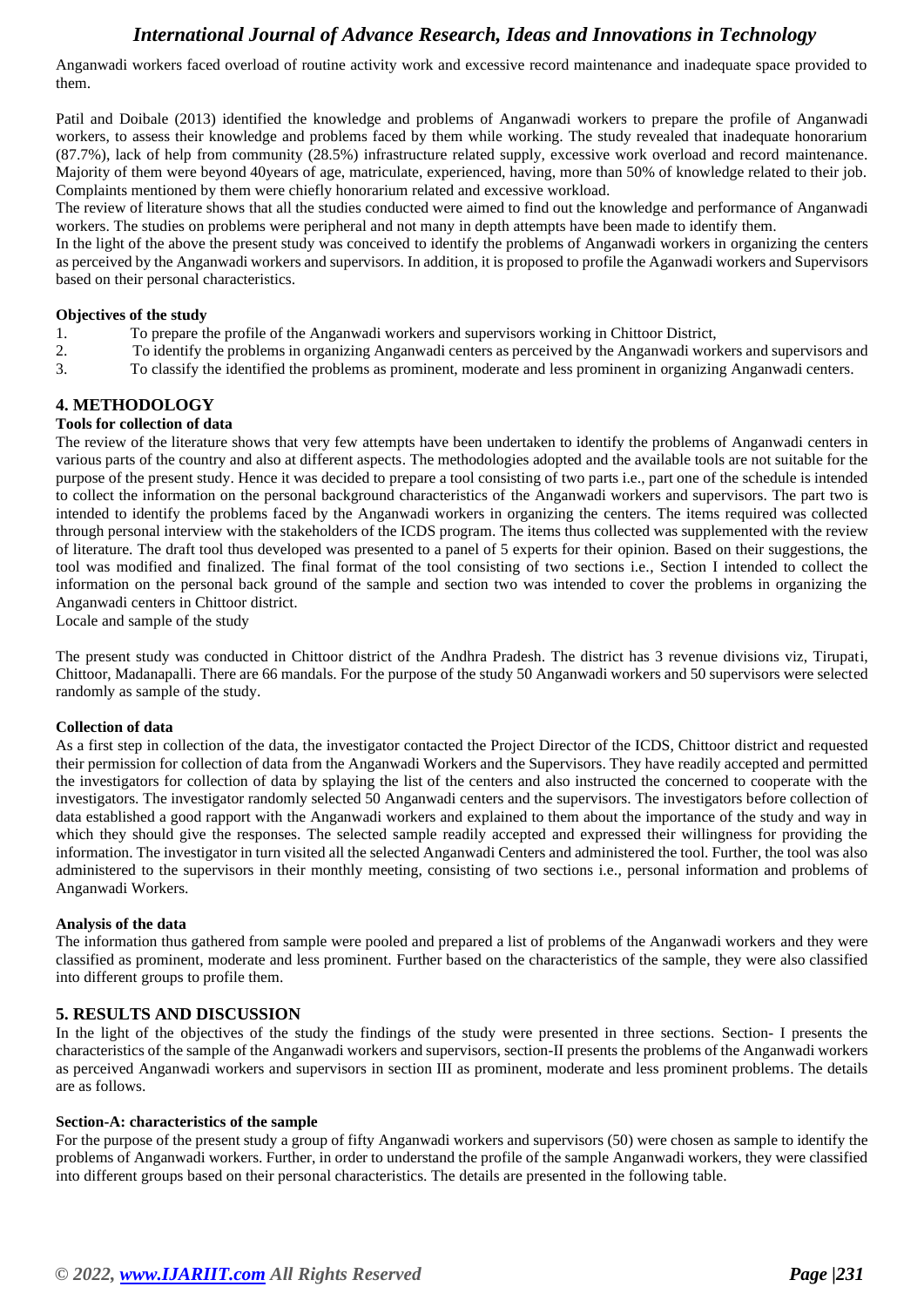Anganwadi workers faced overload of routine activity work and excessive record maintenance and inadequate space provided to them.

Patil and Doibale (2013) identified the knowledge and problems of Anganwadi workers to prepare the profile of Anganwadi workers, to assess their knowledge and problems faced by them while working. The study revealed that inadequate honorarium (87.7%), lack of help from community (28.5%) infrastructure related supply, excessive work overload and record maintenance. Majority of them were beyond 40years of age, matriculate, experienced, having, more than 50% of knowledge related to their job. Complaints mentioned by them were chiefly honorarium related and excessive workload.

The review of literature shows that all the studies conducted were aimed to find out the knowledge and performance of Anganwadi workers. The studies on problems were peripheral and not many in depth attempts have been made to identify them.

In the light of the above the present study was conceived to identify the problems of Anganwadi workers in organizing the centers as perceived by the Anganwadi workers and supervisors. In addition, it is proposed to profile the Aganwadi workers and Supervisors based on their personal characteristics.

**Objectives of the study**

1. To prepare the profile of the Anganwadi workers and supervisors working in Chittoor District,
2. To identify the problems in organizing Anganwadi centers as perceived by the Anganwadi workers and supervisors and
3. To classify the identified the problems as prominent, moderate and less prominent in organizing Anganwadi centers.

## 4. METHODOLOGY

**Tools for collection of data**

The review of the literature shows that very few attempts have been undertaken to identify the problems of Anganwadi centers in various parts of the country and also at different aspects. The methodologies adopted and the available tools are not suitable for the purpose of the present study. Hence it was decided to prepare a tool consisting of two parts i.e., part one of the schedule is intended to collect the information on the personal background characteristics of the Anganwadi workers and supervisors. The part two is intended to identify the problems faced by the Anganwadi workers in organizing the centers. The items required was collected through personal interview with the stakeholders of the ICDS program. The items thus collected was supplemented with the review of literature. The draft tool thus developed was presented to a panel of 5 experts for their opinion. Based on their suggestions, the tool was modified and finalized. The final format of the tool consisting of two sections i.e., Section I intended to collect the information on the personal back ground of the sample and section two was intended to cover the problems in organizing the Anganwadi centers in Chittoor district.

Locale and sample of the study

The present study was conducted in Chittoor district of the Andhra Pradesh. The district has 3 revenue divisions viz, Tirupati, Chittoor, Madanapalli. There are 66 mandals. For the purpose of the study 50 Anganwadi workers and 50 supervisors were selected randomly as sample of the study.

**Collection of data**

As a first step in collection of the data, the investigator contacted the Project Director of the ICDS, Chittoor district and requested their permission for collection of data from the Anganwadi Workers and the Supervisors. They have readily accepted and permitted the investigators for collection of data by splaying the list of the centers and also instructed the concerned to cooperate with the investigators. The investigator randomly selected 50 Anganwadi centers and the supervisors. The investigators before collection of data established a good rapport with the Anganwadi workers and explained to them about the importance of the study and way in which they should give the responses. The selected sample readily accepted and expressed their willingness for providing the information. The investigator in turn visited all the selected Anganwadi Centers and administered the tool. Further, the tool was also administered to the supervisors in their monthly meeting, consisting of two sections i.e., personal information and problems of Anganwadi Workers.

**Analysis of the data**

The information thus gathered from sample were pooled and prepared a list of problems of the Anganwadi workers and they were classified as prominent, moderate and less prominent. Further based on the characteristics of the sample, they were also classified into different groups to profile them.

## 5. RESULTS AND DISCUSSION

In the light of the objectives of the study the findings of the study were presented in three sections. Section- I presents the characteristics of the sample of the Anganwadi workers and supervisors, section-II presents the problems of the Anganwadi workers as perceived Anganwadi workers and supervisors in section III as prominent, moderate and less prominent problems. The details are as follows.

**Section-A: characteristics of the sample**

For the purpose of the present study a group of fifty Anganwadi workers and supervisors (50) were chosen as sample to identify the problems of Anganwadi workers. Further, in order to understand the profile of the sample Anganwadi workers, they were classified into different groups based on their personal characteristics. The details are presented in the following table.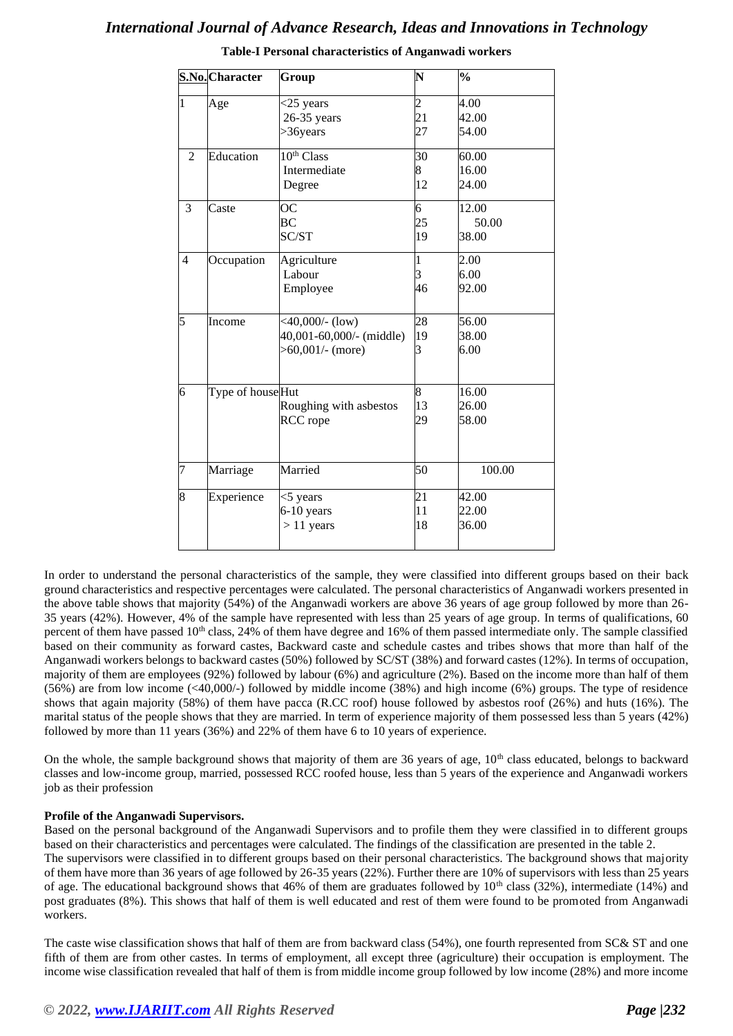**Table-I Personal characteristics of Anganwadi workers**

| S.No. | Character | Group | N | % |
|---|---|---|---|---|
| 1 | Age | <25 years<br>26-35 years<br>>36years | 2<br>21<br>27 | 4.00<br>42.00<br>54.00 |
| 2 | Education | 10th Class<br>Intermediate<br>Degree | 30<br>8<br>12 | 60.00<br>16.00<br>24.00 |
| 3 | Caste | OC<br>BC<br>SC/ST | 6<br>25<br>19 | 12.00<br>50.00<br>38.00 |
| 4 | Occupation | Agriculture<br>Labour<br>Employee | 1<br>3<br>46 | 2.00<br>6.00<br>92.00 |
| 5 | Income | <40,000/- (low)<br>40,001-60,000/- (middle)<br>>60,001/- (more) | 28<br>19<br>3 | 56.00<br>38.00<br>6.00 |
| 6 | Type of house | Hut<br>Roughing with asbestos<br>RCC rope | 8<br>13<br>29 | 16.00<br>26.00<br>58.00 |
| 7 | Marriage | Married | 50 | 100.00 |
| 8 | Experience | <5 years<br>6-10 years<br>> 11 years | 21<br>11<br>18 | 42.00<br>22.00<br>36.00 |

In order to understand the personal characteristics of the sample, they were classified into different groups based on their back ground characteristics and respective percentages were calculated. The personal characteristics of Anganwadi workers presented in the above table shows that majority (54%) of the Anganwadi workers are above 36 years of age group followed by more than 26-35 years (42%). However, 4% of the sample have represented with less than 25 years of age group. In terms of qualifications, 60 percent of them have passed 10th class, 24% of them have degree and 16% of them passed intermediate only. The sample classified based on their community as forward castes, Backward caste and schedule castes and tribes shows that more than half of the Anganwadi workers belongs to backward castes (50%) followed by SC/ST (38%) and forward castes (12%). In terms of occupation, majority of them are employees (92%) followed by labour (6%) and agriculture (2%). Based on the income more than half of them (56%) are from low income (<40,000/-) followed by middle income (38%) and high income (6%) groups. The type of residence shows that again majority (58%) of them have pacca (R.CC roof) house followed by asbestos roof (26%) and huts (16%). The marital status of the people shows that they are married. In term of experience majority of them possessed less than 5 years (42%) followed by more than 11 years (36%) and 22% of them have 6 to 10 years of experience.

On the whole, the sample background shows that majority of them are 36 years of age, 10th class educated, belongs to backward classes and low-income group, married, possessed RCC roofed house, less than 5 years of the experience and Anganwadi workers job as their profession

**Profile of the Anganwadi Supervisors.**

Based on the personal background of the Anganwadi Supervisors and to profile them they were classified in to different groups based on their characteristics and percentages were calculated. The findings of the classification are presented in the table 2.

The supervisors were classified in to different groups based on their personal characteristics. The background shows that majority of them have more than 36 years of age followed by 26-35 years (22%). Further there are 10% of supervisors with less than 25 years of age. The educational background shows that 46% of them are graduates followed by 10th class (32%), intermediate (14%) and post graduates (8%). This shows that half of them is well educated and rest of them were found to be promoted from Anganwadi workers.

The caste wise classification shows that half of them are from backward class (54%), one fourth represented from SC& ST and one fifth of them are from other castes. In terms of employment, all except three (agriculture) their occupation is employment. The income wise classification revealed that half of them is from middle income group followed by low income (28%) and more income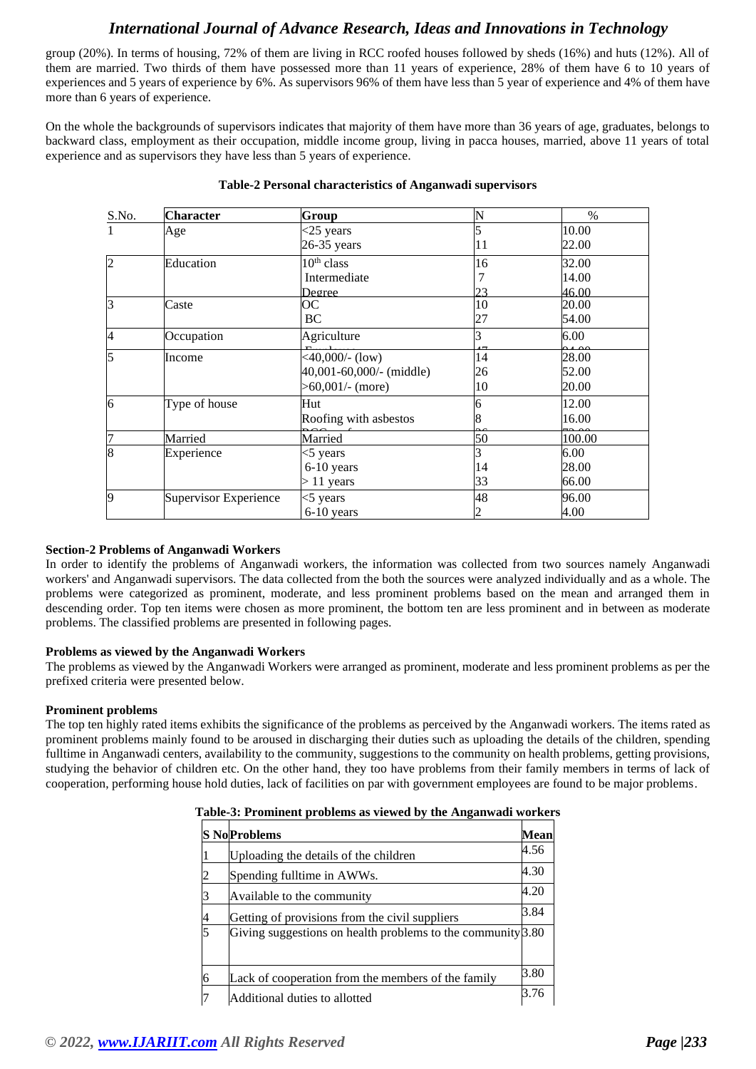group (20%). In terms of housing, 72% of them are living in RCC roofed houses followed by sheds (16%) and huts (12%). All of them are married. Two thirds of them have possessed more than 11 years of experience, 28% of them have 6 to 10 years of experiences and 5 years of experience by 6%. As supervisors 96% of them have less than 5 year of experience and 4% of them have more than 6 years of experience.

On the whole the backgrounds of supervisors indicates that majority of them have more than 36 years of age, graduates, belongs to backward class, employment as their occupation, middle income group, living in pacca houses, married, above 11 years of total experience and as supervisors they have less than 5 years of experience.

**Table-2 Personal characteristics of Anganwadi supervisors**

| S.No. | Character | Group | N | % |
|---|---|---|---|---|
| 1 | Age | <25 years | 5 | 10.00 |
| | | 26-35 years | 11 | 22.00 |
| 2 | Education | 10th class | 16 | 32.00 |
| | | Intermediate | 7 | 14.00 |
| | | Degree | 23 | 46.00 |
| 3 | Caste | OC | 10 | 20.00 |
| | | BC | 27 | 54.00 |
| 4 | Occupation | Agriculture | 3 | 6.00 |
| | | Employment | 47 | 94.00 |
| 5 | Income | <40,000/- (low) | 14 | 28.00 |
| | | 40,001-60,000/- (middle) | 26 | 52.00 |
| | | >60,001/- (more) | 10 | 20.00 |
| 6 | Type of house | Hut | 6 | 12.00 |
| | | Roofing with asbestos | 8 | 16.00 |
| | | RCC roof | 36 | 72.00 |
| 7 | Married | Married | 50 | 100.00 |
| 8 | Experience | <5 years | 3 | 6.00 |
| | | 6-10 years | 14 | 28.00 |
| | | > 11 years | 33 | 66.00 |
| 9 | Supervisor Experience | <5 years | 48 | 96.00 |
| | | 6-10 years | 2 | 4.00 |

### Section-2 Problems of Anganwadi Workers

In order to identify the problems of Anganwadi workers, the information was collected from two sources namely Anganwadi workers' and Anganwadi supervisors. The data collected from the both the sources were analyzed individually and as a whole. The problems were categorized as prominent, moderate, and less prominent problems based on the mean and arranged them in descending order. Top ten items were chosen as more prominent, the bottom ten are less prominent and in between as moderate problems. The classified problems are presented in following pages.

#### Problems as viewed by the Anganwadi Workers

The problems as viewed by the Anganwadi Workers were arranged as prominent, moderate and less prominent problems as per the prefixed criteria were presented below.

#### Prominent problems

The top ten highly rated items exhibits the significance of the problems as perceived by the Anganwadi workers. The items rated as prominent problems mainly found to be aroused in discharging their duties such as uploading the details of the children, spending fulltime in Anganwadi centers, availability to the community, suggestions to the community on health problems, getting provisions, studying the behavior of children etc. On the other hand, they too have problems from their family members in terms of lack of cooperation, performing house hold duties, lack of facilities on par with government employees are found to be major problems.

**Table-3: Prominent problems as viewed by the Anganwadi workers**

| S No | Problems | Mean |
|---|---|---|
| 1 | Uploading the details of the children | 4.56 |
| 2 | Spending fulltime in AWWs. | 4.30 |
| 3 | Available to the community | 4.20 |
| 4 | Getting of provisions from the civil suppliers | 3.84 |
| 5 | Giving suggestions on health problems to the community | 3.80 |
| 6 | Lack of cooperation from the members of the family | 3.80 |
| 7 | Additional duties to allotted | 3.76 |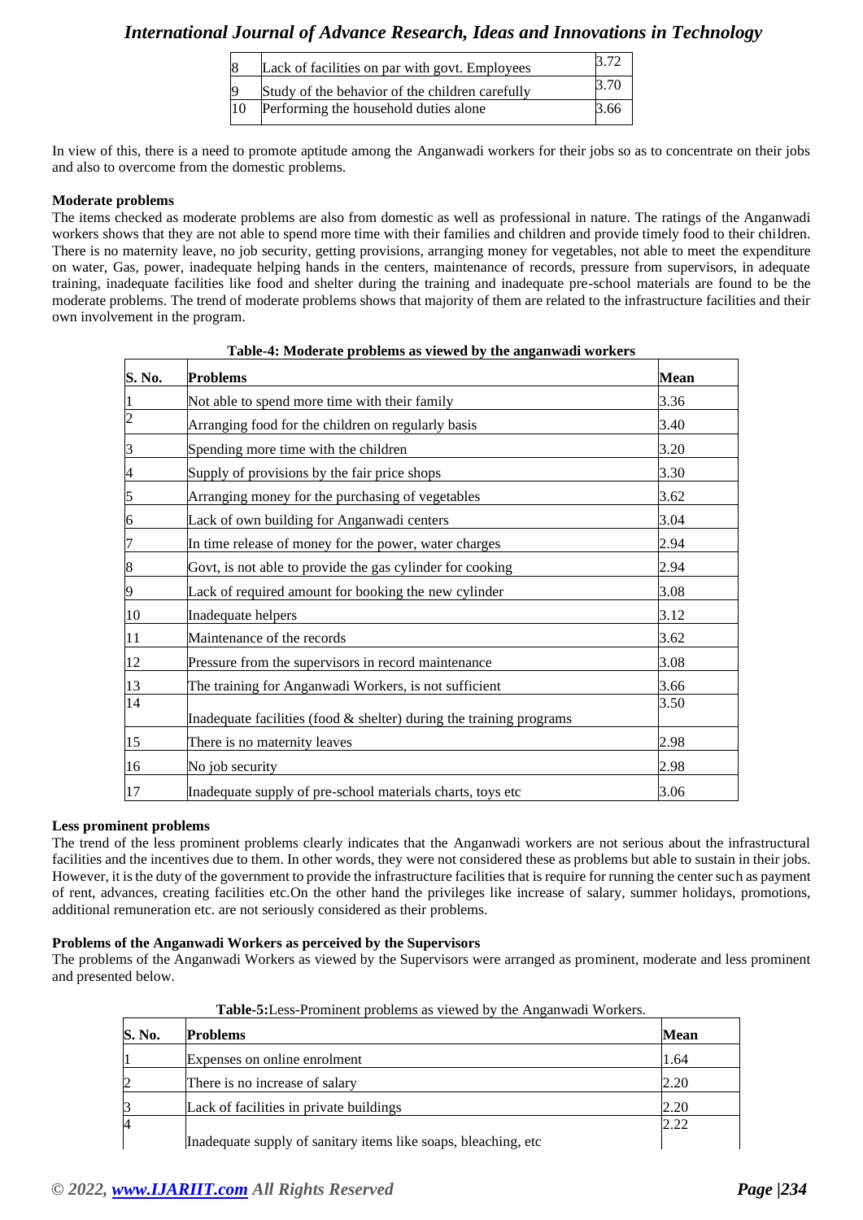| 8 | Lack of facilities on par with govt. Employees | 3.72 |
|---|---|---|
| 9 | Study of the behavior of the children carefully | 3.70 |
| 10 | Performing the household duties alone | 3.66 |

In view of this, there is a need to promote aptitude among the Anganwadi workers for their jobs so as to concentrate on their jobs and also to overcome from the domestic problems.

**Moderate problems**

The items checked as moderate problems are also from domestic as well as professional in nature. The ratings of the Anganwadi workers shows that they are not able to spend more time with their families and children and provide timely food to their children. There is no maternity leave, no job security, getting provisions, arranging money for vegetables, not able to meet the expenditure on water, Gas, power, inadequate helping hands in the centers, maintenance of records, pressure from supervisors, in adequate training, inadequate facilities like food and shelter during the training and inadequate pre-school materials are found to be the moderate problems. The trend of moderate problems shows that majority of them are related to the infrastructure facilities and their own involvement in the program.

**Table-4: Moderate problems as viewed by the anganwadi workers**

| S. No. | Problems | Mean |
|---|---|---|
| 1 | Not able to spend more time with their family | 3.36 |
| 2 | Arranging food for the children on regularly basis | 3.40 |
| 3 | Spending more time with the children | 3.20 |
| 4 | Supply of provisions by the fair price shops | 3.30 |
| 5 | Arranging money for the purchasing of vegetables | 3.62 |
| 6 | Lack of own building for Anganwadi centers | 3.04 |
| 7 | In time release of money for the power, water charges | 2.94 |
| 8 | Govt, is not able to provide the gas cylinder for cooking | 2.94 |
| 9 | Lack of required amount for booking the new cylinder | 3.08 |
| 10 | Inadequate helpers | 3.12 |
| 11 | Maintenance of the records | 3.62 |
| 12 | Pressure from the supervisors in record maintenance | 3.08 |
| 13 | The training for Anganwadi Workers, is not sufficient | 3.66 |
| 14 | Inadequate facilities (food & shelter) during the training programs | 3.50 |
| 15 | There is no maternity leaves | 2.98 |
| 16 | No job security | 2.98 |
| 17 | Inadequate supply of pre-school materials charts, toys etc | 3.06 |

**Less prominent problems**

The trend of the less prominent problems clearly indicates that the Anganwadi workers are not serious about the infrastructural facilities and the incentives due to them. In other words, they were not considered these as problems but able to sustain in their jobs. However, it is the duty of the government to provide the infrastructure facilities that is require for running the center such as payment of rent, advances, creating facilities etc.On the other hand the privileges like increase of salary, summer holidays, promotions, additional remuneration etc. are not seriously considered as their problems.

**Problems of the Anganwadi Workers as perceived by the Supervisors**

The problems of the Anganwadi Workers as viewed by the Supervisors were arranged as prominent, moderate and less prominent and presented below.

**Table-5:**Less-Prominent problems as viewed by the Anganwadi Workers.

| S. No. | Problems | Mean |
|---|---|---|
| 1 | Expenses on online enrolment | 1.64 |
| 2 | There is no increase of salary | 2.20 |
| 3 | Lack of facilities in private buildings | 2.20 |
| 4 | Inadequate supply of sanitary items like soaps, bleaching, etc | 2.22 |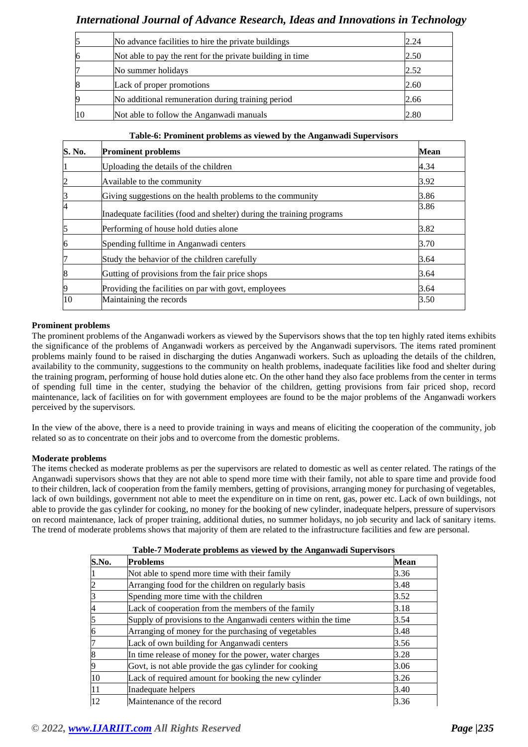| | | |
|---|---|---|
| 5 | No advance facilities to hire the private buildings | 2.24 |
| 6 | Not able to pay the rent for the private building in time | 2.50 |
| 7 | No summer holidays | 2.52 |
| 8 | Lack of proper promotions | 2.60 |
| 9 | No additional remuneration during training period | 2.66 |
| 10 | Not able to follow the Anganwadi manuals | 2.80 |

**Table-6: Prominent problems as viewed by the Anganwadi Supervisors**

| S. No. | Prominent problems | Mean |
|---|---|---|
| 1 | Uploading the details of the children | 4.34 |
| 2 | Available to the community | 3.92 |
| 3 | Giving suggestions on the health problems to the community | 3.86 |
| 4 | Inadequate facilities (food and shelter) during the training programs | 3.86 |
| 5 | Performing of house hold duties alone | 3.82 |
| 6 | Spending fulltime in Anganwadi centers | 3.70 |
| 7 | Study the behavior of the children carefully | 3.64 |
| 8 | Gutting of provisions from the fair price shops | 3.64 |
| 9 | Providing the facilities on par with govt, employees | 3.64 |
| 10 | Maintaining the records | 3.50 |

**Prominent problems**

The prominent problems of the Anganwadi workers as viewed by the Supervisors shows that the top ten highly rated items exhibits the significance of the problems of Anganwadi workers as perceived by the Anganwadi supervisors. The items rated prominent problems mainly found to be raised in discharging the duties Anganwadi workers. Such as uploading the details of the children, availability to the community, suggestions to the community on health problems, inadequate facilities like food and shelter during the training program, performing of house hold duties alone etc. On the other hand they also face problems from the center in terms of spending full time in the center, studying the behavior of the children, getting provisions from fair priced shop, record maintenance, lack of facilities on for with government employees are found to be the major problems of the Anganwadi workers perceived by the supervisors.

In the view of the above, there is a need to provide training in ways and means of eliciting the cooperation of the community, job related so as to concentrate on their jobs and to overcome from the domestic problems.

**Moderate problems**

The items checked as moderate problems as per the supervisors are related to domestic as well as center related. The ratings of the Anganwadi supervisors shows that they are not able to spend more time with their family, not able to spare time and provide food to their children, lack of cooperation from the family members, getting of provisions, arranging money for purchasing of vegetables, lack of own buildings, government not able to meet the expenditure on in time on rent, gas, power etc. Lack of own buildings, not able to provide the gas cylinder for cooking, no money for the booking of new cylinder, inadequate helpers, pressure of supervisors on record maintenance, lack of proper training, additional duties, no summer holidays, no job security and lack of sanitary items. The trend of moderate problems shows that majority of them are related to the infrastructure facilities and few are personal.

**Table-7 Moderate problems as viewed by the Anganwadi Supervisors**

| S.No. | Problems | Mean |
|---|---|---|
| 1 | Not able to spend more time with their family | 3.36 |
| 2 | Arranging food for the children on regularly basis | 3.48 |
| 3 | Spending more time with the children | 3.52 |
| 4 | Lack of cooperation from the members of the family | 3.18 |
| 5 | Supply of provisions to the Anganwadi centers within the time | 3.54 |
| 6 | Arranging of money for the purchasing of vegetables | 3.48 |
| 7 | Lack of own building for Anganwadi centers | 3.56 |
| 8 | In time release of money for the power, water charges | 3.28 |
| 9 | Govt, is not able provide the gas cylinder for cooking | 3.06 |
| 10 | Lack of required amount for booking the new cylinder | 3.26 |
| 11 | Inadequate helpers | 3.40 |
| 12 | Maintenance of the record | 3.36 |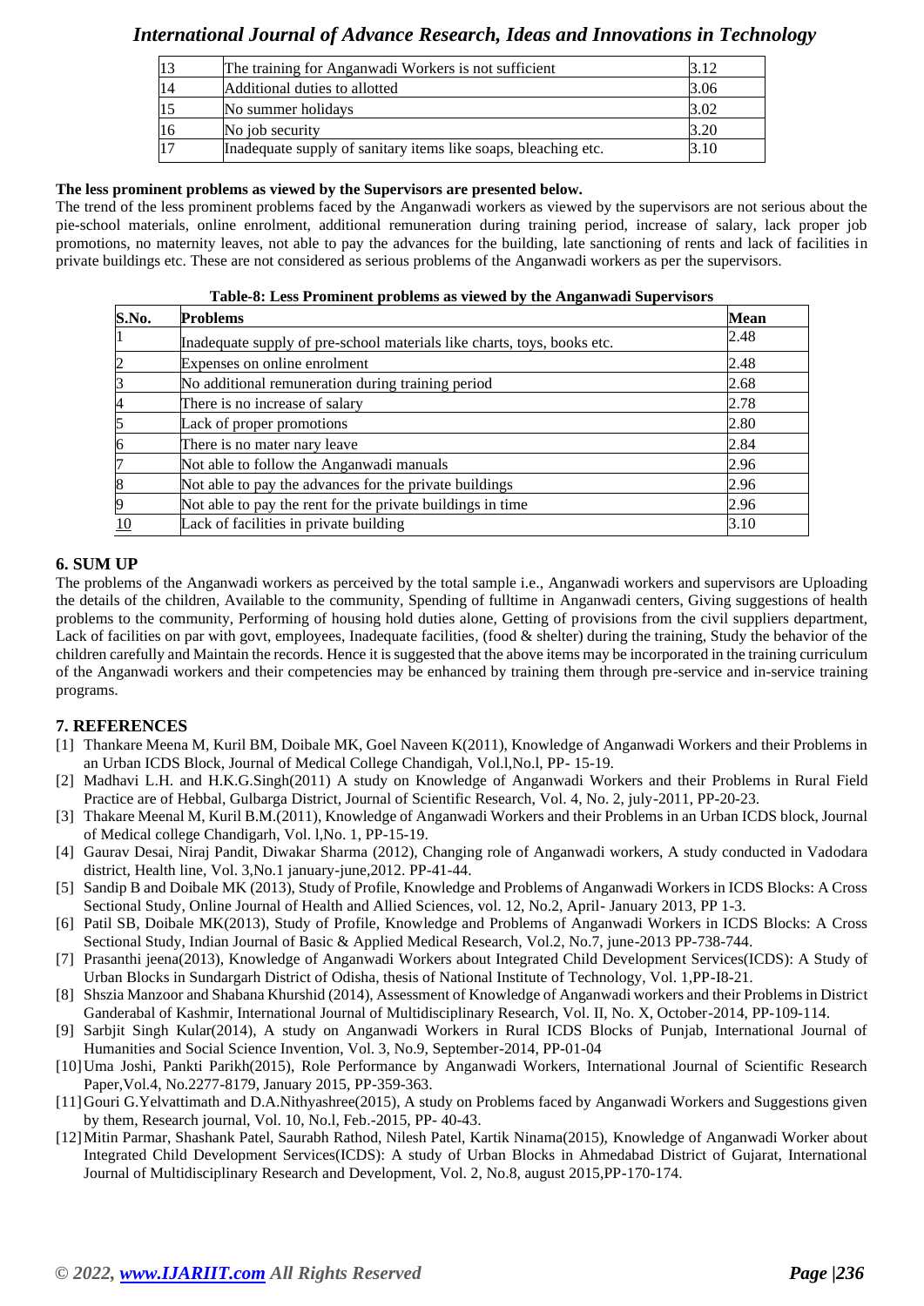| | | |
|---|---|---|
| 13 | The training for Anganwadi Workers is not sufficient | 3.12 |
| 14 | Additional duties to allotted | 3.06 |
| 15 | No summer holidays | 3.02 |
| 16 | No job security | 3.20 |
| 17 | Inadequate supply of sanitary items like soaps, bleaching etc. | 3.10 |

**The less prominent problems as viewed by the Supervisors are presented below.**

The trend of the less prominent problems faced by the Anganwadi workers as viewed by the supervisors are not serious about the pie-school materials, online enrolment, additional remuneration during training period, increase of salary, lack proper job promotions, no maternity leaves, not able to pay the advances for the building, late sanctioning of rents and lack of facilities in private buildings etc. These are not considered as serious problems of the Anganwadi workers as per the supervisors.

**Table-8: Less Prominent problems as viewed by the Anganwadi Supervisors**

| S.No. | Problems | Mean |
|---|---|---|
| 1 | Inadequate supply of pre-school materials like charts, toys, books etc. | 2.48 |
| 2 | Expenses on online enrolment | 2.48 |
| 3 | No additional remuneration during training period | 2.68 |
| 4 | There is no increase of salary | 2.78 |
| 5 | Lack of proper promotions | 2.80 |
| 6 | There is no mater nary leave | 2.84 |
| 7 | Not able to follow the Anganwadi manuals | 2.96 |
| 8 | Not able to pay the advances for the private buildings | 2.96 |
| 9 | Not able to pay the rent for the private buildings in time | 2.96 |
| 10 | Lack of facilities in private building | 3.10 |

## 6. SUM UP

The problems of the Anganwadi workers as perceived by the total sample i.e., Anganwadi workers and supervisors are Uploading the details of the children, Available to the community, Spending of fulltime in Anganwadi centers, Giving suggestions of health problems to the community, Performing of housing hold duties alone, Getting of provisions from the civil suppliers department, Lack of facilities on par with govt, employees, Inadequate facilities, (food & shelter) during the training, Study the behavior of the children carefully and Maintain the records. Hence it is suggested that the above items may be incorporated in the training curriculum of the Anganwadi workers and their competencies may be enhanced by training them through pre-service and in-service training programs.

## 7. REFERENCES

[1] Thankare Meena M, Kuril BM, Doibale MK, Goel Naveen K(2011), Knowledge of Anganwadi Workers and their Problems in an Urban ICDS Block, Journal of Medical College Chandigah, Vol.l,No.l, PP- 15-19.

[2] Madhavi L.H. and H.K.G.Singh(2011) A study on Knowledge of Anganwadi Workers and their Problems in Rural Field Practice are of Hebbal, Gulbarga District, Journal of Scientific Research, Vol. 4, No. 2, july-2011, PP-20-23.

[3] Thakare Meenal M, Kuril B.M.(2011), Knowledge of Anganwadi Workers and their Problems in an Urban ICDS block, Journal of Medical college Chandigarh, Vol. l,No. 1, PP-15-19.

[4] Gaurav Desai, Niraj Pandit, Diwakar Sharma (2012), Changing role of Anganwadi workers, A study conducted in Vadodara district, Health line, Vol. 3,No.1 january-june,2012. PP-41-44.

[5] Sandip B and Doibale MK (2013), Study of Profile, Knowledge and Problems of Anganwadi Workers in ICDS Blocks: A Cross Sectional Study, Online Journal of Health and Allied Sciences, vol. 12, No.2, April- January 2013, PP 1-3.

[6] Patil SB, Doibale MK(2013), Study of Profile, Knowledge and Problems of Anganwadi Workers in ICDS Blocks: A Cross Sectional Study, Indian Journal of Basic & Applied Medical Research, Vol.2, No.7, june-2013 PP-738-744.

[7] Prasanthi jeena(2013), Knowledge of Anganwadi Workers about Integrated Child Development Services(ICDS): A Study of Urban Blocks in Sundargarh District of Odisha, thesis of National Institute of Technology, Vol. 1,PP-I8-21.

[8] Shszia Manzoor and Shabana Khurshid (2014), Assessment of Knowledge of Anganwadi workers and their Problems in District Ganderabal of Kashmir, International Journal of Multidisciplinary Research, Vol. II, No. X, October-2014, PP-109-114.

[9] Sarbjit Singh Kular(2014), A study on Anganwadi Workers in Rural ICDS Blocks of Punjab, International Journal of Humanities and Social Science Invention, Vol. 3, No.9, September-2014, PP-01-04

[10] Uma Joshi, Pankti Parikh(2015), Role Performance by Anganwadi Workers, International Journal of Scientific Research Paper,Vol.4, No.2277-8179, January 2015, PP-359-363.

[11] Gouri G.Yelvattimath and D.A.Nithyashree(2015), A study on Problems faced by Anganwadi Workers and Suggestions given by them, Research journal, Vol. 10, No.l, Feb.-2015, PP- 40-43.

[12] Mitin Parmar, Shashank Patel, Saurabh Rathod, Nilesh Patel, Kartik Ninama(2015), Knowledge of Anganwadi Worker about Integrated Child Development Services(ICDS): A study of Urban Blocks in Ahmedabad District of Gujarat, International Journal of Multidisciplinary Research and Development, Vol. 2, No.8, august 2015,PP-170-174.